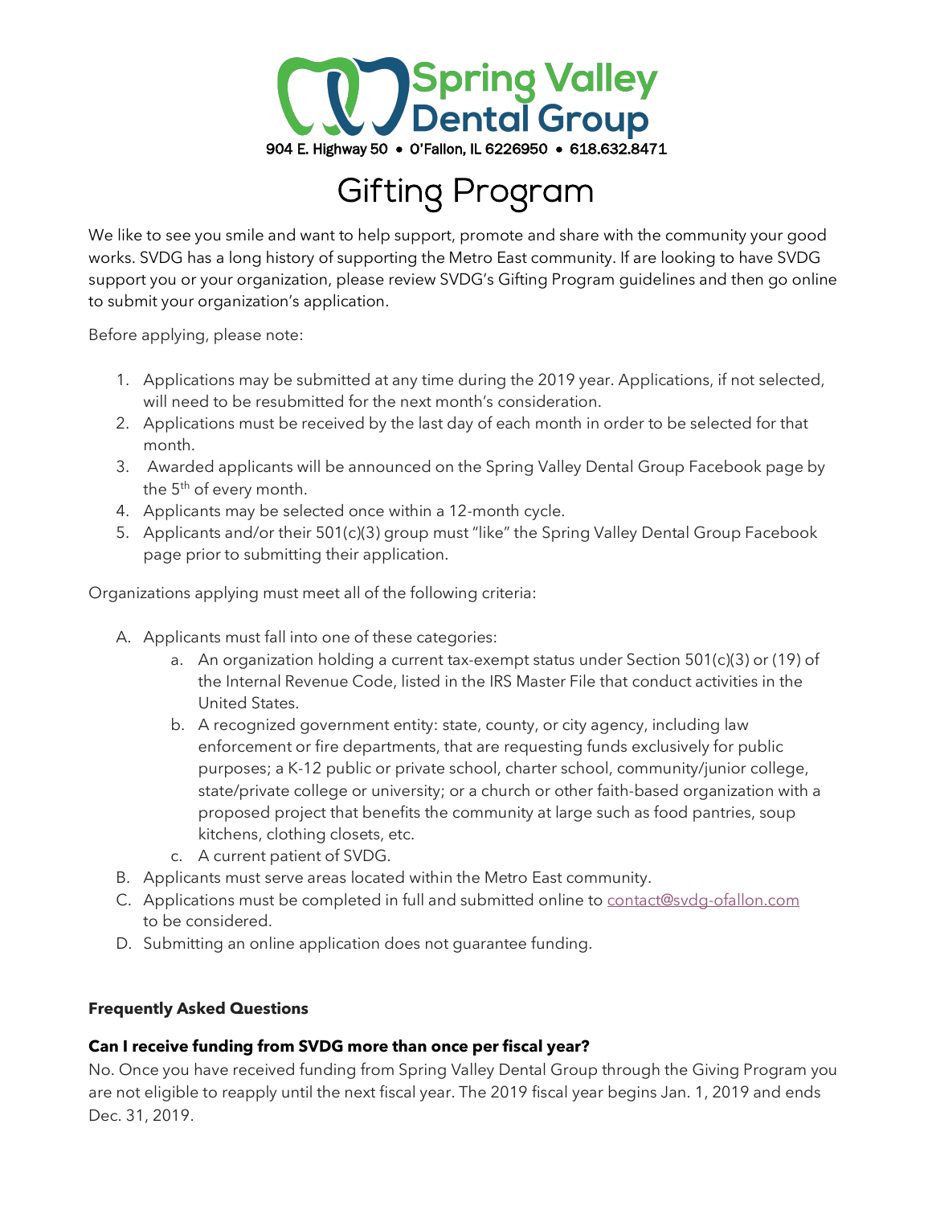# Spring Valley Dental Group

904 E. Highway 50 • O'Fallon, IL 6226950 • 618.632.8471

# Gifting Program

We like to see you smile and want to help support, promote and share with the community your good works. SVDG has a long history of supporting the Metro East community. If are looking to have SVDG support you or your organization, please review SVDG's Gifting Program guidelines and then go online to submit your organization's application.

Before applying, please note:

1. Applications may be submitted at any time during the 2019 year. Applications, if not selected, will need to be resubmitted for the next month's consideration.
2. Applications must be received by the last day of each month in order to be selected for that month.
3. Awarded applicants will be announced on the Spring Valley Dental Group Facebook page by the 5th of every month.
4. Applicants may be selected once within a 12-month cycle.
5. Applicants and/or their 501(c)(3) group must "like" the Spring Valley Dental Group Facebook page prior to submitting their application.

Organizations applying must meet all of the following criteria:

A. Applicants must fall into one of these categories:
   a. An organization holding a current tax-exempt status under Section 501(c)(3) or (19) of the Internal Revenue Code, listed in the IRS Master File that conduct activities in the United States.
   b. A recognized government entity: state, county, or city agency, including law enforcement or fire departments, that are requesting funds exclusively for public purposes; a K-12 public or private school, charter school, community/junior college, state/private college or university; or a church or other faith-based organization with a proposed project that benefits the community at large such as food pantries, soup kitchens, clothing closets, etc.
   c. A current patient of SVDG.
B. Applicants must serve areas located within the Metro East community.
C. Applications must be completed in full and submitted online to contact@svdg-ofallon.com to be considered.
D. Submitting an online application does not guarantee funding.

**Frequently Asked Questions**

**Can I receive funding from SVDG more than once per fiscal year?**

No. Once you have received funding from Spring Valley Dental Group through the Giving Program you are not eligible to reapply until the next fiscal year. The 2019 fiscal year begins Jan. 1, 2019 and ends Dec. 31, 2019.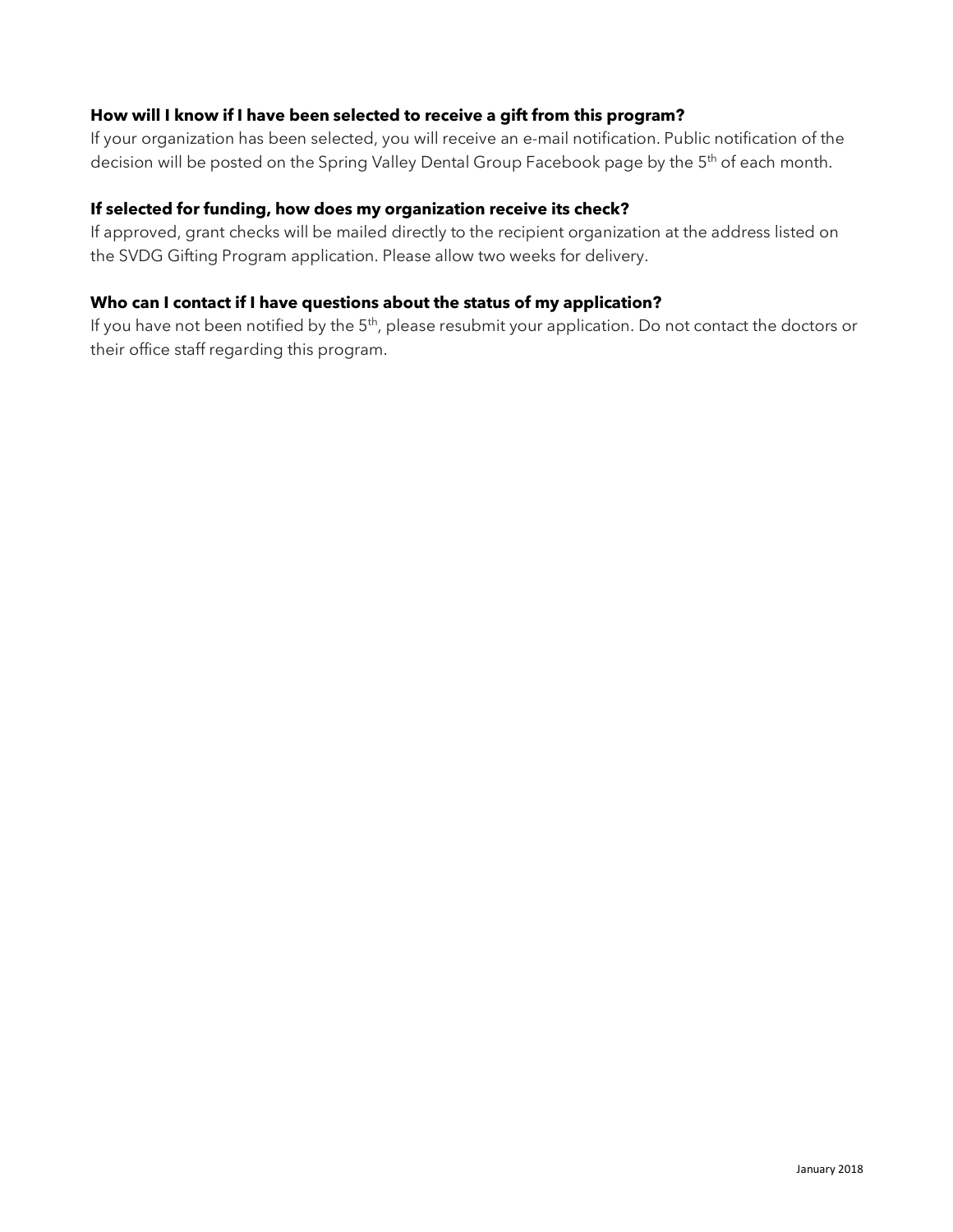**How will I know if I have been selected to receive a gift from this program?**
If your organization has been selected, you will receive an e-mail notification. Public notification of the decision will be posted on the Spring Valley Dental Group Facebook page by the 5th of each month.

**If selected for funding, how does my organization receive its check?**
If approved, grant checks will be mailed directly to the recipient organization at the address listed on the SVDG Gifting Program application. Please allow two weeks for delivery.

**Who can I contact if I have questions about the status of my application?**
If you have not been notified by the 5th, please resubmit your application. Do not contact the doctors or their office staff regarding this program.

January 2018